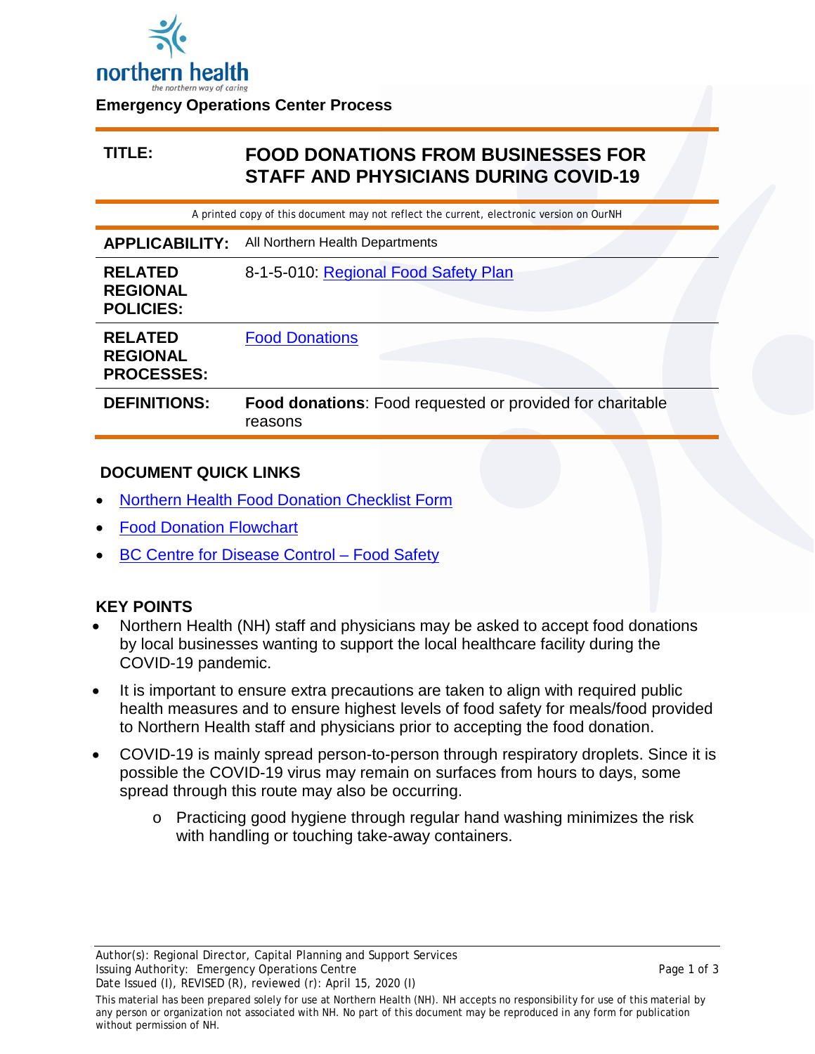northern health
*the northern way of caring*

**Emergency Operations Center Process**

| **TITLE:** | **FOOD DONATIONS FROM BUSINESSES FOR STAFF AND PHYSICIANS DURING COVID-19** |
|---|---|

A printed copy of this document may not reflect the current, electronic version on OurNH

| | |
|---|---|
| **APPLICABILITY:** | All Northern Health Departments |
| **RELATED REGIONAL POLICIES:** | 8-1-5-010: Regional Food Safety Plan |
| **RELATED REGIONAL PROCESSES:** | Food Donations |
| **DEFINITIONS:** | **Food donations**: Food requested or provided for charitable reasons |

## DOCUMENT QUICK LINKS

- Northern Health Food Donation Checklist Form
- Food Donation Flowchart
- BC Centre for Disease Control – Food Safety

## KEY POINTS

- Northern Health (NH) staff and physicians may be asked to accept food donations by local businesses wanting to support the local healthcare facility during the COVID-19 pandemic.
- It is important to ensure extra precautions are taken to align with required public health measures and to ensure highest levels of food safety for meals/food provided to Northern Health staff and physicians prior to accepting the food donation.
- COVID-19 is mainly spread person-to-person through respiratory droplets. Since it is possible the COVID-19 virus may remain on surfaces from hours to days, some spread through this route may also be occurring.
  - Practicing good hygiene through regular hand washing minimizes the risk with handling or touching take-away containers.

Author(s): Regional Director, Capital Planning and Support Services
Issuing Authority: Emergency Operations Centre
Date Issued (I), REVISED (R), reviewed (r): April 15, 2020 (I)

This material has been prepared solely for use at Northern Health (NH). NH accepts no responsibility for use of this material by any person or organization not associated with NH. No part of this document may be reproduced in any form for publication without permission of NH.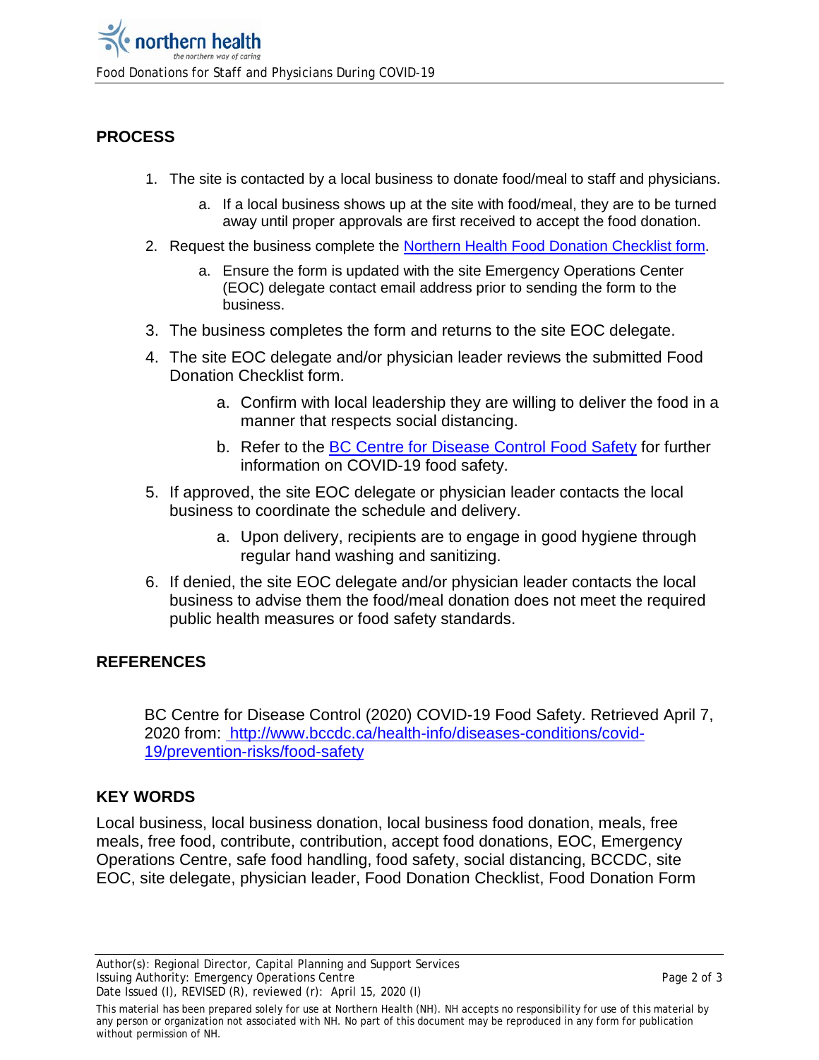## PROCESS

1. The site is contacted by a local business to donate food/meal to staff and physicians.
   a. If a local business shows up at the site with food/meal, they are to be turned away until proper approvals are first received to accept the food donation.
2. Request the business complete the [Northern Health Food Donation Checklist form]().
   a. Ensure the form is updated with the site Emergency Operations Center (EOC) delegate contact email address prior to sending the form to the business.
3. The business completes the form and returns to the site EOC delegate.
4. The site EOC delegate and/or physician leader reviews the submitted Food Donation Checklist form.
   a. Confirm with local leadership they are willing to deliver the food in a manner that respects social distancing.
   b. Refer to the [BC Centre for Disease Control Food Safety]() for further information on COVID-19 food safety.
5. If approved, the site EOC delegate or physician leader contacts the local business to coordinate the schedule and delivery.
   a. Upon delivery, recipients are to engage in good hygiene through regular hand washing and sanitizing.
6. If denied, the site EOC delegate and/or physician leader contacts the local business to advise them the food/meal donation does not meet the required public health measures or food safety standards.

## REFERENCES

BC Centre for Disease Control (2020) COVID-19 Food Safety. Retrieved April 7, 2020 from: [http://www.bccdc.ca/health-info/diseases-conditions/covid-19/prevention-risks/food-safety](http://www.bccdc.ca/health-info/diseases-conditions/covid-19/prevention-risks/food-safety)

## KEY WORDS

Local business, local business donation, local business food donation, meals, free meals, free food, contribute, contribution, accept food donations, EOC, Emergency Operations Centre, safe food handling, food safety, social distancing, BCCDC, site EOC, site delegate, physician leader, Food Donation Checklist, Food Donation Form

Author(s): Regional Director, Capital Planning and Support Services
Issuing Authority: Emergency Operations Centre
Date Issued (I), REVISED (R), reviewed (r): April 15, 2020 (I)

This material has been prepared solely for use at Northern Health (NH). NH accepts no responsibility for use of this material by any person or organization not associated with NH. No part of this document may be reproduced in any form for publication without permission of NH.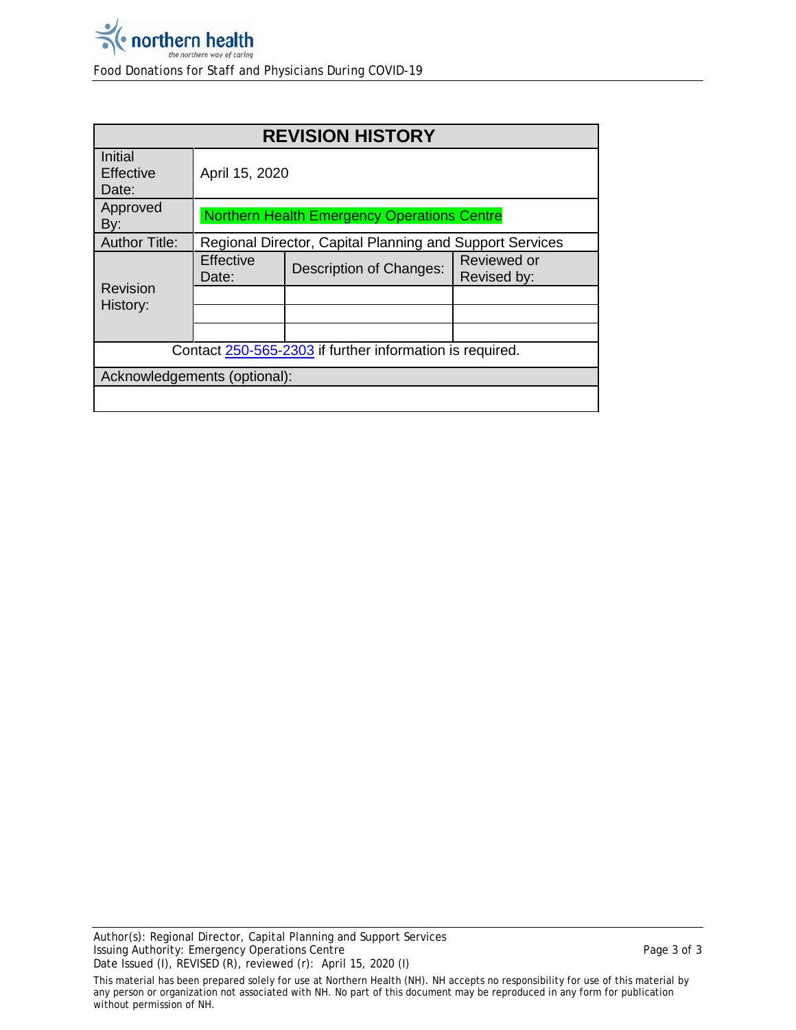| REVISION HISTORY | | | |
|---|---|---|---|
| Initial Effective Date: | April 15, 2020 | | |
| Approved By: | Northern Health Emergency Operations Centre | | |
| Author Title: | Regional Director, Capital Planning and Support Services | | |
| Revision History: | Effective Date: | Description of Changes: | Reviewed or Revised by: |
| | | | |
| | | | |
| | | | |
| Contact 250-565-2303 if further information is required. | | | |
| Acknowledgements (optional): | | | |
| | | | |

Author(s): Regional Director, Capital Planning and Support Services
Issuing Authority: Emergency Operations Centre
Date Issued (I), REVISED (R), reviewed (r): April 15, 2020 (I)

This material has been prepared solely for use at Northern Health (NH). NH accepts no responsibility for use of this material by any person or organization not associated with NH. No part of this document may be reproduced in any form for publication without permission of NH.